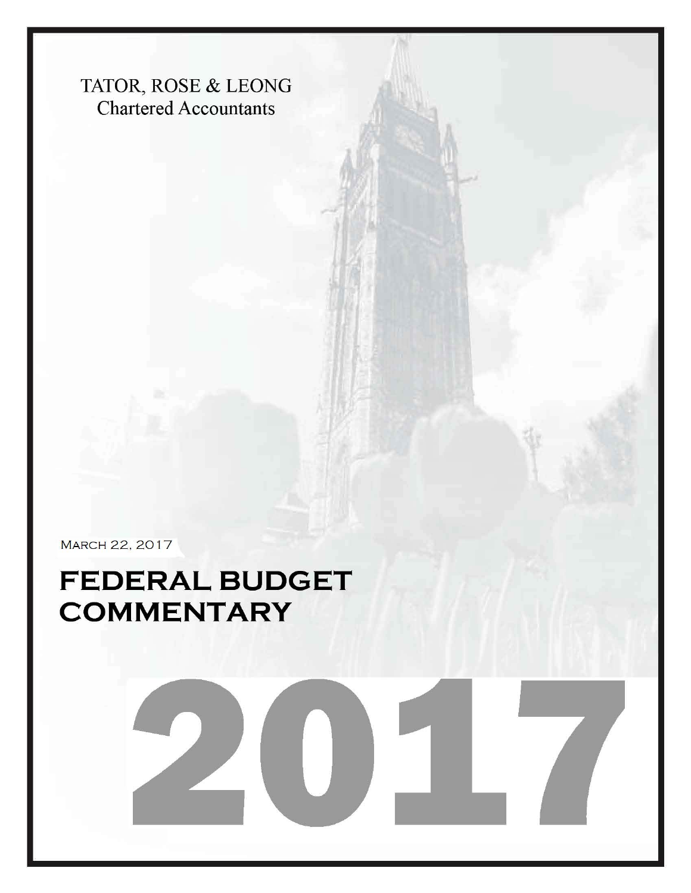TATOR, ROSE & LEONG
Chartered Accountants

MARCH 22, 2017

# FEDERAL BUDGET COMMENTARY

# 2017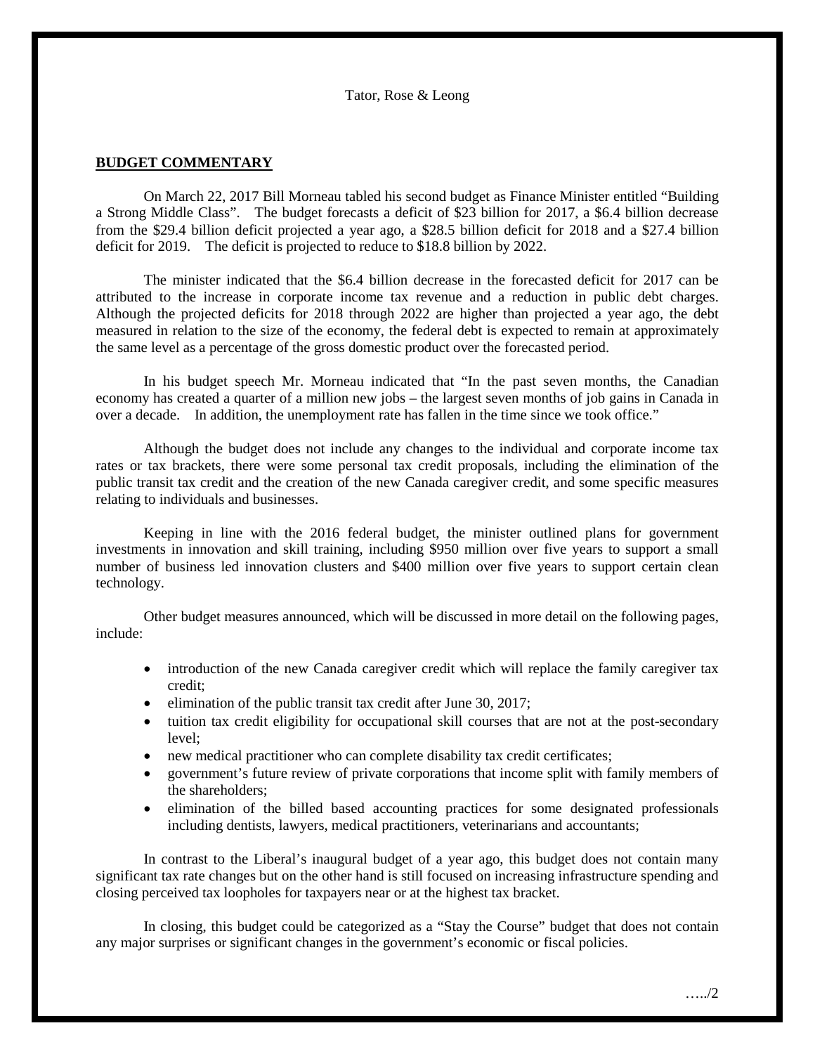Tator, Rose & Leong

## BUDGET COMMENTARY

On March 22, 2017 Bill Morneau tabled his second budget as Finance Minister entitled "Building a Strong Middle Class". The budget forecasts a deficit of $23 billion for 2017, a $6.4 billion decrease from the $29.4 billion deficit projected a year ago, a $28.5 billion deficit for 2018 and a $27.4 billion deficit for 2019. The deficit is projected to reduce to $18.8 billion by 2022.

The minister indicated that the $6.4 billion decrease in the forecasted deficit for 2017 can be attributed to the increase in corporate income tax revenue and a reduction in public debt charges. Although the projected deficits for 2018 through 2022 are higher than projected a year ago, the debt measured in relation to the size of the economy, the federal debt is expected to remain at approximately the same level as a percentage of the gross domestic product over the forecasted period.

In his budget speech Mr. Morneau indicated that "In the past seven months, the Canadian economy has created a quarter of a million new jobs – the largest seven months of job gains in Canada in over a decade. In addition, the unemployment rate has fallen in the time since we took office."

Although the budget does not include any changes to the individual and corporate income tax rates or tax brackets, there were some personal tax credit proposals, including the elimination of the public transit tax credit and the creation of the new Canada caregiver credit, and some specific measures relating to individuals and businesses.

Keeping in line with the 2016 federal budget, the minister outlined plans for government investments in innovation and skill training, including $950 million over five years to support a small number of business led innovation clusters and $400 million over five years to support certain clean technology.

Other budget measures announced, which will be discussed in more detail on the following pages, include:

- introduction of the new Canada caregiver credit which will replace the family caregiver tax credit;
- elimination of the public transit tax credit after June 30, 2017;
- tuition tax credit eligibility for occupational skill courses that are not at the post-secondary level;
- new medical practitioner who can complete disability tax credit certificates;
- government's future review of private corporations that income split with family members of the shareholders;
- elimination of the billed based accounting practices for some designated professionals including dentists, lawyers, medical practitioners, veterinarians and accountants;

In contrast to the Liberal's inaugural budget of a year ago, this budget does not contain many significant tax rate changes but on the other hand is still focused on increasing infrastructure spending and closing perceived tax loopholes for taxpayers near or at the highest tax bracket.

In closing, this budget could be categorized as a "Stay the Course" budget that does not contain any major surprises or significant changes in the government's economic or fiscal policies.

…../2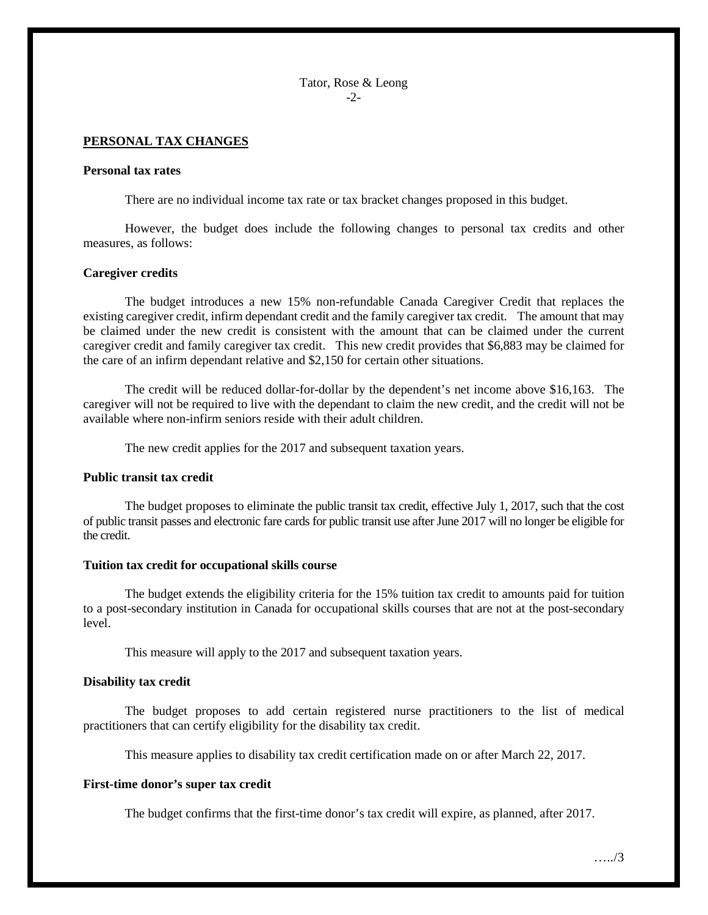## PERSONAL TAX CHANGES

### Personal tax rates

There are no individual income tax rate or tax bracket changes proposed in this budget.

However, the budget does include the following changes to personal tax credits and other measures, as follows:

### Caregiver credits

The budget introduces a new 15% non-refundable Canada Caregiver Credit that replaces the existing caregiver credit, infirm dependant credit and the family caregiver tax credit. The amount that may be claimed under the new credit is consistent with the amount that can be claimed under the current caregiver credit and family caregiver tax credit. This new credit provides that $6,883 may be claimed for the care of an infirm dependant relative and $2,150 for certain other situations.

The credit will be reduced dollar-for-dollar by the dependent's net income above $16,163. The caregiver will not be required to live with the dependant to claim the new credit, and the credit will not be available where non-infirm seniors reside with their adult children.

The new credit applies for the 2017 and subsequent taxation years.

### Public transit tax credit

The budget proposes to eliminate the public transit tax credit, effective July 1, 2017, such that the cost of public transit passes and electronic fare cards for public transit use after June 2017 will no longer be eligible for the credit.

### Tuition tax credit for occupational skills course

The budget extends the eligibility criteria for the 15% tuition tax credit to amounts paid for tuition to a post-secondary institution in Canada for occupational skills courses that are not at the post-secondary level.

This measure will apply to the 2017 and subsequent taxation years.

### Disability tax credit

The budget proposes to add certain registered nurse practitioners to the list of medical practitioners that can certify eligibility for the disability tax credit.

This measure applies to disability tax credit certification made on or after March 22, 2017.

### First-time donor's super tax credit

The budget confirms that the first-time donor's tax credit will expire, as planned, after 2017.

…../3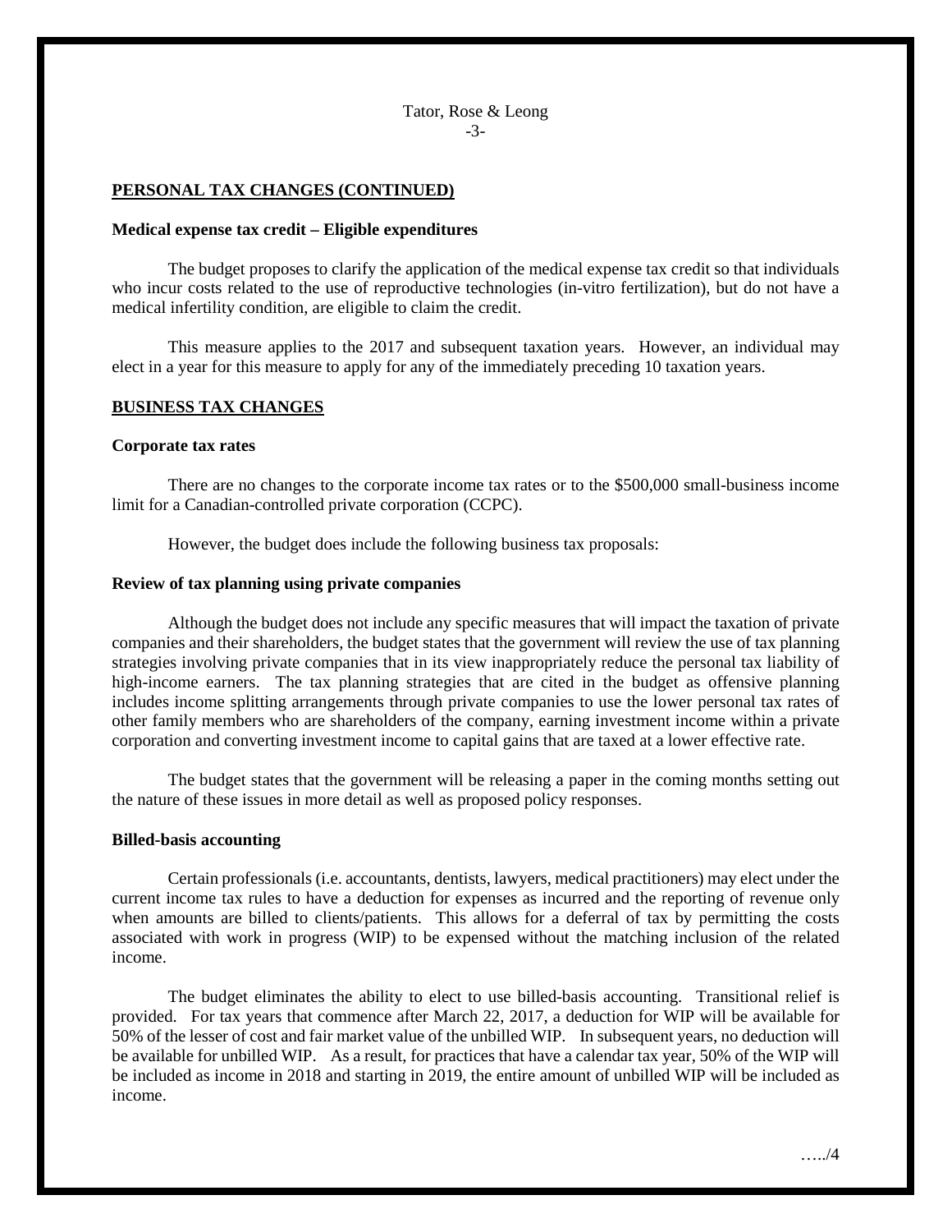## PERSONAL TAX CHANGES (CONTINUED)

### Medical expense tax credit – Eligible expenditures

The budget proposes to clarify the application of the medical expense tax credit so that individuals who incur costs related to the use of reproductive technologies (in-vitro fertilization), but do not have a medical infertility condition, are eligible to claim the credit.

This measure applies to the 2017 and subsequent taxation years. However, an individual may elect in a year for this measure to apply for any of the immediately preceding 10 taxation years.

## BUSINESS TAX CHANGES

### Corporate tax rates

There are no changes to the corporate income tax rates or to the $500,000 small-business income limit for a Canadian-controlled private corporation (CCPC).

However, the budget does include the following business tax proposals:

### Review of tax planning using private companies

Although the budget does not include any specific measures that will impact the taxation of private companies and their shareholders, the budget states that the government will review the use of tax planning strategies involving private companies that in its view inappropriately reduce the personal tax liability of high-income earners. The tax planning strategies that are cited in the budget as offensive planning includes income splitting arrangements through private companies to use the lower personal tax rates of other family members who are shareholders of the company, earning investment income within a private corporation and converting investment income to capital gains that are taxed at a lower effective rate.

The budget states that the government will be releasing a paper in the coming months setting out the nature of these issues in more detail as well as proposed policy responses.

### Billed-basis accounting

Certain professionals (i.e. accountants, dentists, lawyers, medical practitioners) may elect under the current income tax rules to have a deduction for expenses as incurred and the reporting of revenue only when amounts are billed to clients/patients. This allows for a deferral of tax by permitting the costs associated with work in progress (WIP) to be expensed without the matching inclusion of the related income.

The budget eliminates the ability to elect to use billed-basis accounting. Transitional relief is provided. For tax years that commence after March 22, 2017, a deduction for WIP will be available for 50% of the lesser of cost and fair market value of the unbilled WIP. In subsequent years, no deduction will be available for unbilled WIP. As a result, for practices that have a calendar tax year, 50% of the WIP will be included as income in 2018 and starting in 2019, the entire amount of unbilled WIP will be included as income.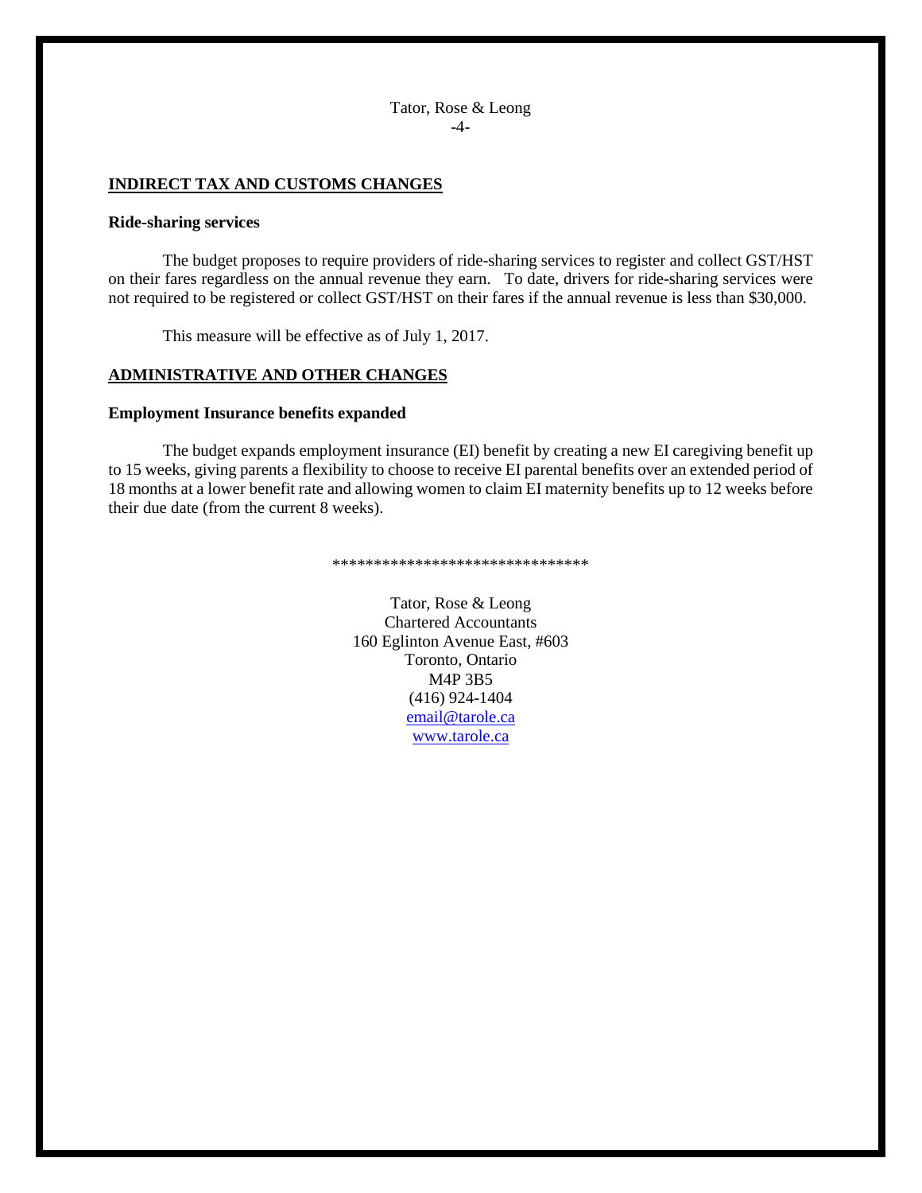## INDIRECT TAX AND CUSTOMS CHANGES

**Ride-sharing services**

The budget proposes to require providers of ride-sharing services to register and collect GST/HST on their fares regardless on the annual revenue they earn. To date, drivers for ride-sharing services were not required to be registered or collect GST/HST on their fares if the annual revenue is less than $30,000.

This measure will be effective as of July 1, 2017.

## ADMINISTRATIVE AND OTHER CHANGES

**Employment Insurance benefits expanded**

The budget expands employment insurance (EI) benefit by creating a new EI caregiving benefit up to 15 weeks, giving parents a flexibility to choose to receive EI parental benefits over an extended period of 18 months at a lower benefit rate and allowing women to claim EI maternity benefits up to 12 weeks before their due date (from the current 8 weeks).

*******************************

Tator, Rose & Leong
Chartered Accountants
160 Eglinton Avenue East, #603
Toronto, Ontario
M4P 3B5
(416) 924-1404
email@tarole.ca
www.tarole.ca